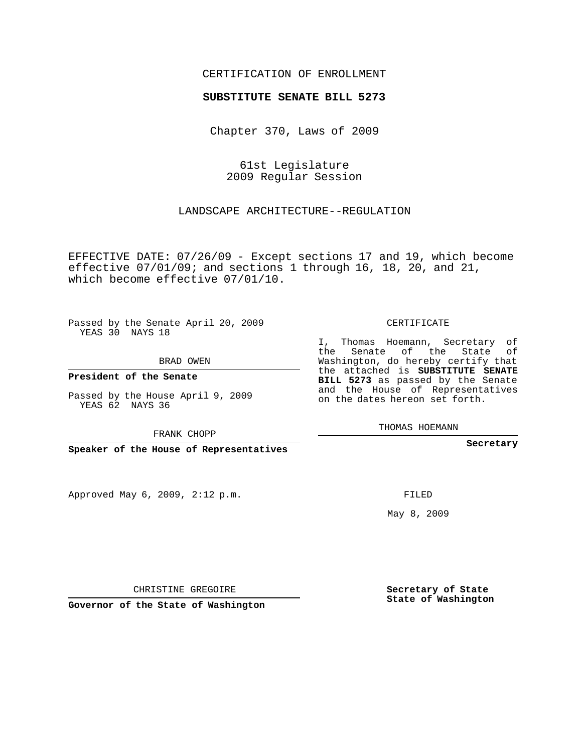CERTIFICATION OF ENROLLMENT

**SUBSTITUTE SENATE BILL 5273**

Chapter 370, Laws of 2009

61st Legislature
2009 Regular Session

LANDSCAPE ARCHITECTURE--REGULATION

EFFECTIVE DATE: 07/26/09 - Except sections 17 and 19, which become effective 07/01/09; and sections 1 through 16, 18, 20, and 21, which become effective 07/01/10.

Passed by the Senate April 20, 2009
YEAS 30 NAYS 18

BRAD OWEN

**President of the Senate**

Passed by the House April 9, 2009
YEAS 62 NAYS 36

FRANK CHOPP

**Speaker of the House of Representatives**

Approved May 6, 2009, 2:12 p.m.

CHRISTINE GREGOIRE

**Governor of the State of Washington**

CERTIFICATE

I, Thomas Hoemann, Secretary of the Senate of the State of Washington, do hereby certify that the attached is **SUBSTITUTE SENATE BILL 5273** as passed by the Senate and the House of Representatives on the dates hereon set forth.

THOMAS HOEMANN

**Secretary**

FILED

May 8, 2009

**Secretary of State**
**State of Washington**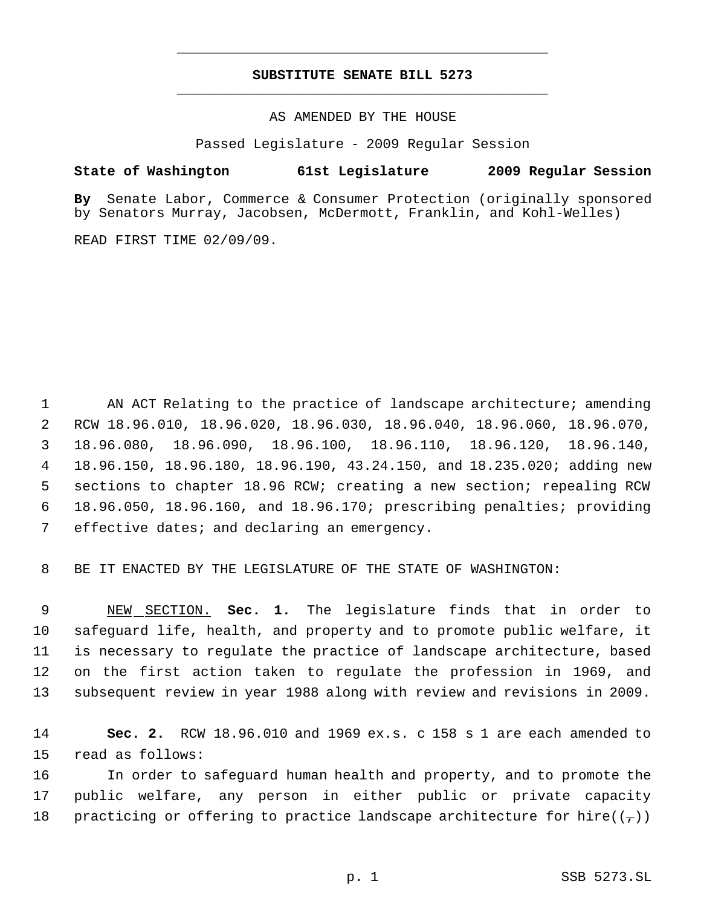# SUBSTITUTE SENATE BILL 5273

AS AMENDED BY THE HOUSE

Passed Legislature - 2009 Regular Session

**State of Washington 61st Legislature 2009 Regular Session**

**By** Senate Labor, Commerce & Consumer Protection (originally sponsored by Senators Murray, Jacobsen, McDermott, Franklin, and Kohl-Welles)

READ FIRST TIME 02/09/09.

AN ACT Relating to the practice of landscape architecture; amending RCW 18.96.010, 18.96.020, 18.96.030, 18.96.040, 18.96.060, 18.96.070, 18.96.080, 18.96.090, 18.96.100, 18.96.110, 18.96.120, 18.96.140, 18.96.150, 18.96.180, 18.96.190, 43.24.150, and 18.235.020; adding new sections to chapter 18.96 RCW; creating a new section; repealing RCW 18.96.050, 18.96.160, and 18.96.170; prescribing penalties; providing effective dates; and declaring an emergency.

BE IT ENACTED BY THE LEGISLATURE OF THE STATE OF WASHINGTON:

NEW SECTION. **Sec. 1.** The legislature finds that in order to safeguard life, health, and property and to promote public welfare, it is necessary to regulate the practice of landscape architecture, based on the first action taken to regulate the profession in 1969, and subsequent review in year 1988 along with review and revisions in 2009.

**Sec. 2.** RCW 18.96.010 and 1969 ex.s. c 158 s 1 are each amended to read as follows:

In order to safeguard human health and property, and to promote the public welfare, any person in either public or private capacity practicing or offering to practice landscape architecture for hire((,))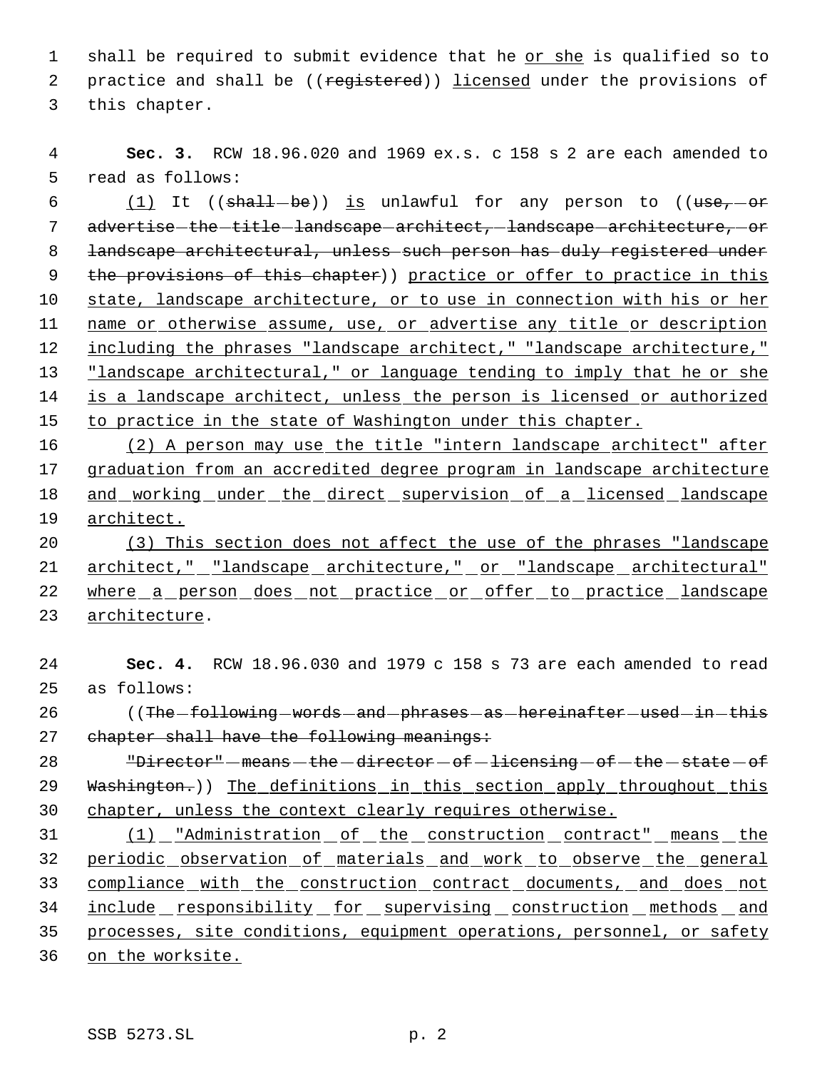shall be required to submit evidence that he or she is qualified so to practice and shall be ((~~registered~~)) licensed under the provisions of this chapter.

**Sec. 3.** RCW 18.96.020 and 1969 ex.s. c 158 s 2 are each amended to read as follows:

(1) It ((~~shall be~~)) is unlawful for any person to ((~~use, or advertise the title landscape architect, landscape architecture, or landscape architectural, unless such person has duly registered under the provisions of this chapter~~)) practice or offer to practice in this state, landscape architecture, or to use in connection with his or her name or otherwise assume, use, or advertise any title or description including the phrases "landscape architect," "landscape architecture," "landscape architectural," or language tending to imply that he or she is a landscape architect, unless the person is licensed or authorized to practice in the state of Washington under this chapter.

(2) A person may use the title "intern landscape architect" after graduation from an accredited degree program in landscape architecture and working under the direct supervision of a licensed landscape architect.

(3) This section does not affect the use of the phrases "landscape architect," "landscape architecture," or "landscape architectural" where a person does not practice or offer to practice landscape architecture.

**Sec. 4.** RCW 18.96.030 and 1979 c 158 s 73 are each amended to read as follows:

((~~The following words and phrases as hereinafter used in this chapter shall have the following meanings:~~

~~"Director" means the director of licensing of the state of Washington.~~)) The definitions in this section apply throughout this chapter, unless the context clearly requires otherwise.

(1) "Administration of the construction contract" means the periodic observation of materials and work to observe the general compliance with the construction contract documents, and does not include responsibility for supervising construction methods and processes, site conditions, equipment operations, personnel, or safety on the worksite.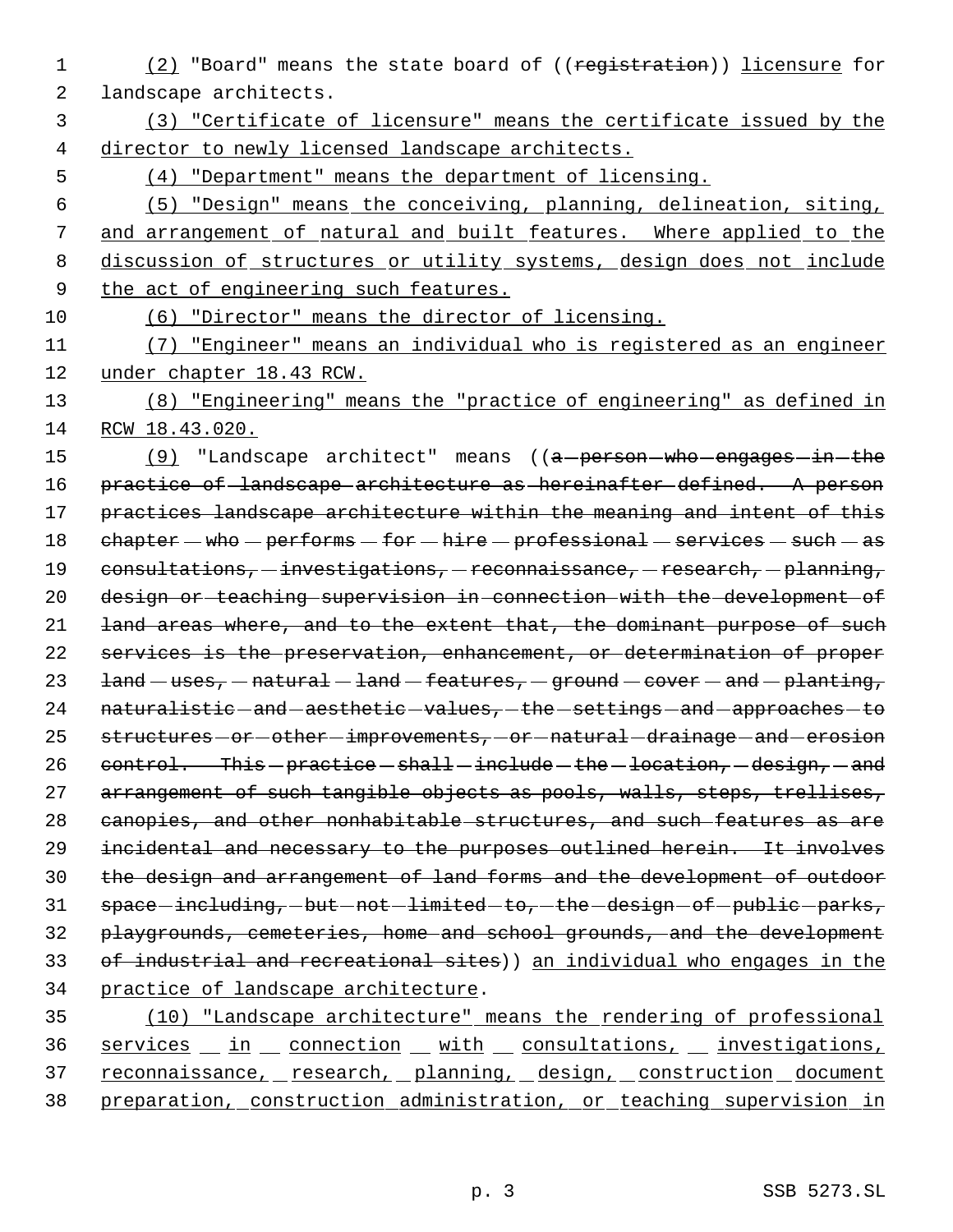(2) "Board" means the state board of ((~~registration~~)) licensure for landscape architects.

(3) "Certificate of licensure" means the certificate issued by the director to newly licensed landscape architects.

(4) "Department" means the department of licensing.

(5) "Design" means the conceiving, planning, delineation, siting, and arrangement of natural and built features. Where applied to the discussion of structures or utility systems, design does not include the act of engineering such features.

(6) "Director" means the director of licensing.

(7) "Engineer" means an individual who is registered as an engineer under chapter 18.43 RCW.

(8) "Engineering" means the "practice of engineering" as defined in RCW 18.43.020.

(9) "Landscape architect" means ((~~a person who engages in the practice of landscape architecture as hereinafter defined. A person practices landscape architecture within the meaning and intent of this chapter who performs for hire professional services such as consultations, investigations, reconnaissance, research, planning, design or teaching supervision in connection with the development of land areas where, and to the extent that, the dominant purpose of such services is the preservation, enhancement, or determination of proper land uses, natural land features, ground cover and planting, naturalistic and aesthetic values, the settings and approaches to structures or other improvements, or natural drainage and erosion control. This practice shall include the location, design, and arrangement of such tangible objects as pools, walls, steps, trellises, canopies, and other nonhabitable structures, and such features as are incidental and necessary to the purposes outlined herein. It involves the design and arrangement of land forms and the development of outdoor space including, but not limited to, the design of public parks, playgrounds, cemeteries, home and school grounds, and the development of industrial and recreational sites~~)) an individual who engages in the practice of landscape architecture.

(10) "Landscape architecture" means the rendering of professional services in connection with consultations, investigations, reconnaissance, research, planning, design, construction document preparation, construction administration, or teaching supervision in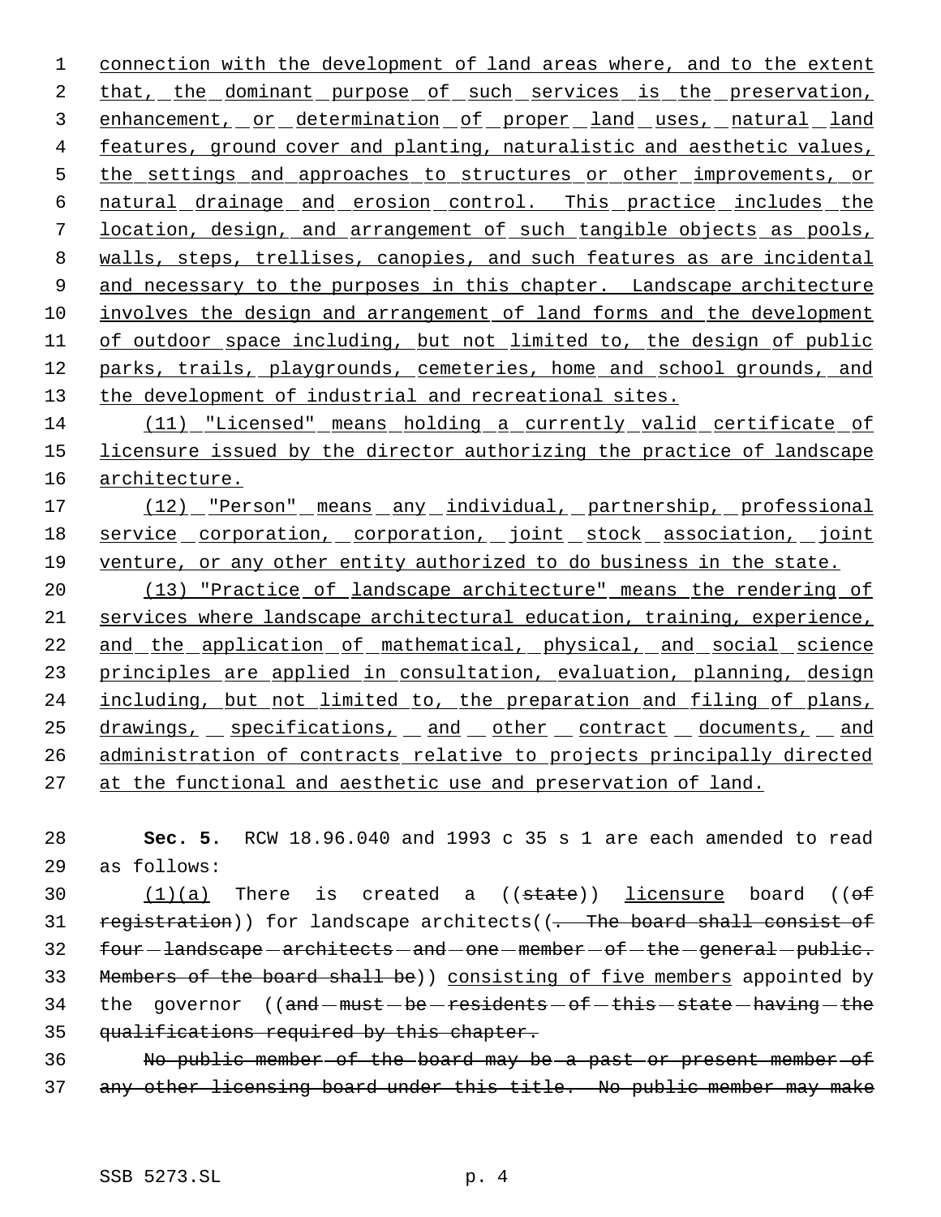connection with the development of land areas where, and to the extent that, the dominant purpose of such services is the preservation, enhancement, or determination of proper land uses, natural land features, ground cover and planting, naturalistic and aesthetic values, the settings and approaches to structures or other improvements, or natural drainage and erosion control. This practice includes the location, design, and arrangement of such tangible objects as pools, walls, steps, trellises, canopies, and such features as are incidental and necessary to the purposes in this chapter. Landscape architecture involves the design and arrangement of land forms and the development of outdoor space including, but not limited to, the design of public parks, trails, playgrounds, cemeteries, home and school grounds, and the development of industrial and recreational sites.

(11) "Licensed" means holding a currently valid certificate of licensure issued by the director authorizing the practice of landscape architecture.

(12) "Person" means any individual, partnership, professional service corporation, corporation, joint stock association, joint venture, or any other entity authorized to do business in the state.

(13) "Practice of landscape architecture" means the rendering of services where landscape architectural education, training, experience, and the application of mathematical, physical, and social science principles are applied in consultation, evaluation, planning, design including, but not limited to, the preparation and filing of plans, drawings, specifications, and other contract documents, and administration of contracts relative to projects principally directed at the functional and aesthetic use and preservation of land.

**Sec. 5.** RCW 18.96.040 and 1993 c 35 s 1 are each amended to read as follows:

(1)(a) There is created a ((~~state~~)) licensure board ((~~of registration~~)) for landscape architects((~~. The board shall consist of four landscape architects and one member of the general public. Members of the board shall be~~)) consisting of five members appointed by the governor ((~~and must be residents of this state having the qualifications required by this chapter.~~

~~No public member of the board may be a past or present member of any other licensing board under this title. No public member may make~~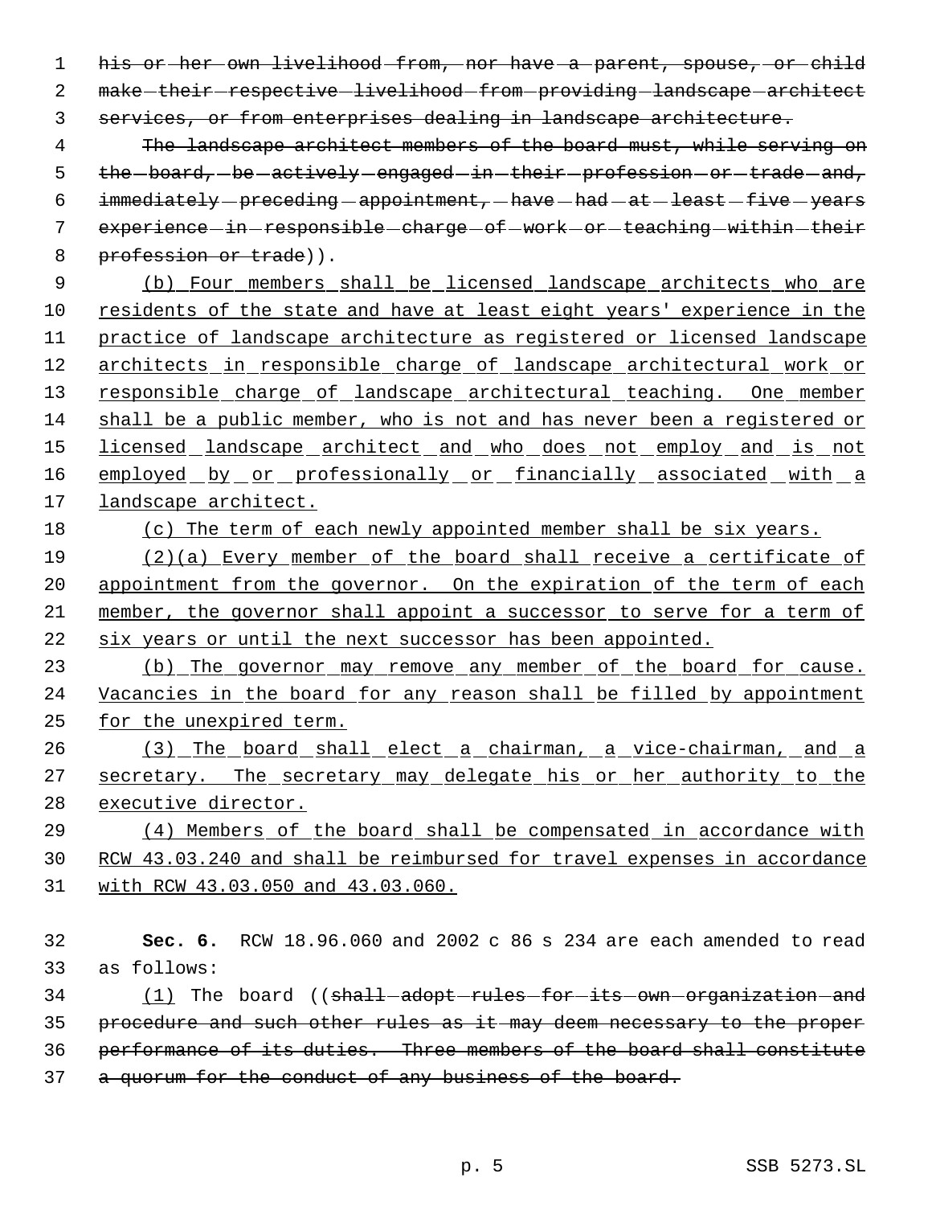~~his or her own livelihood from, nor have a parent, spouse, or child make their respective livelihood from providing landscape architect services, or from enterprises dealing in landscape architecture.~~

~~The landscape architect members of the board must, while serving on the board, be actively engaged in their profession or trade and, immediately preceding appointment, have had at least five years experience in responsible charge of work or teaching within their profession or trade~~)).

(b) Four members shall be licensed landscape architects who are residents of the state and have at least eight years' experience in the practice of landscape architecture as registered or licensed landscape architects in responsible charge of landscape architectural work or responsible charge of landscape architectural teaching. One member shall be a public member, who is not and has never been a registered or licensed landscape architect and who does not employ and is not employed by or professionally or financially associated with a landscape architect.

(c) The term of each newly appointed member shall be six years.

(2)(a) Every member of the board shall receive a certificate of appointment from the governor. On the expiration of the term of each member, the governor shall appoint a successor to serve for a term of six years or until the next successor has been appointed.

(b) The governor may remove any member of the board for cause. Vacancies in the board for any reason shall be filled by appointment for the unexpired term.

(3) The board shall elect a chairman, a vice-chairman, and a secretary. The secretary may delegate his or her authority to the executive director.

(4) Members of the board shall be compensated in accordance with RCW 43.03.240 and shall be reimbursed for travel expenses in accordance with RCW 43.03.050 and 43.03.060.

**Sec. 6.** RCW 18.96.060 and 2002 c 86 s 234 are each amended to read as follows:

(1) The board ((~~shall adopt rules for its own organization and procedure and such other rules as it may deem necessary to the proper performance of its duties. Three members of the board shall constitute a quorum for the conduct of any business of the board.~~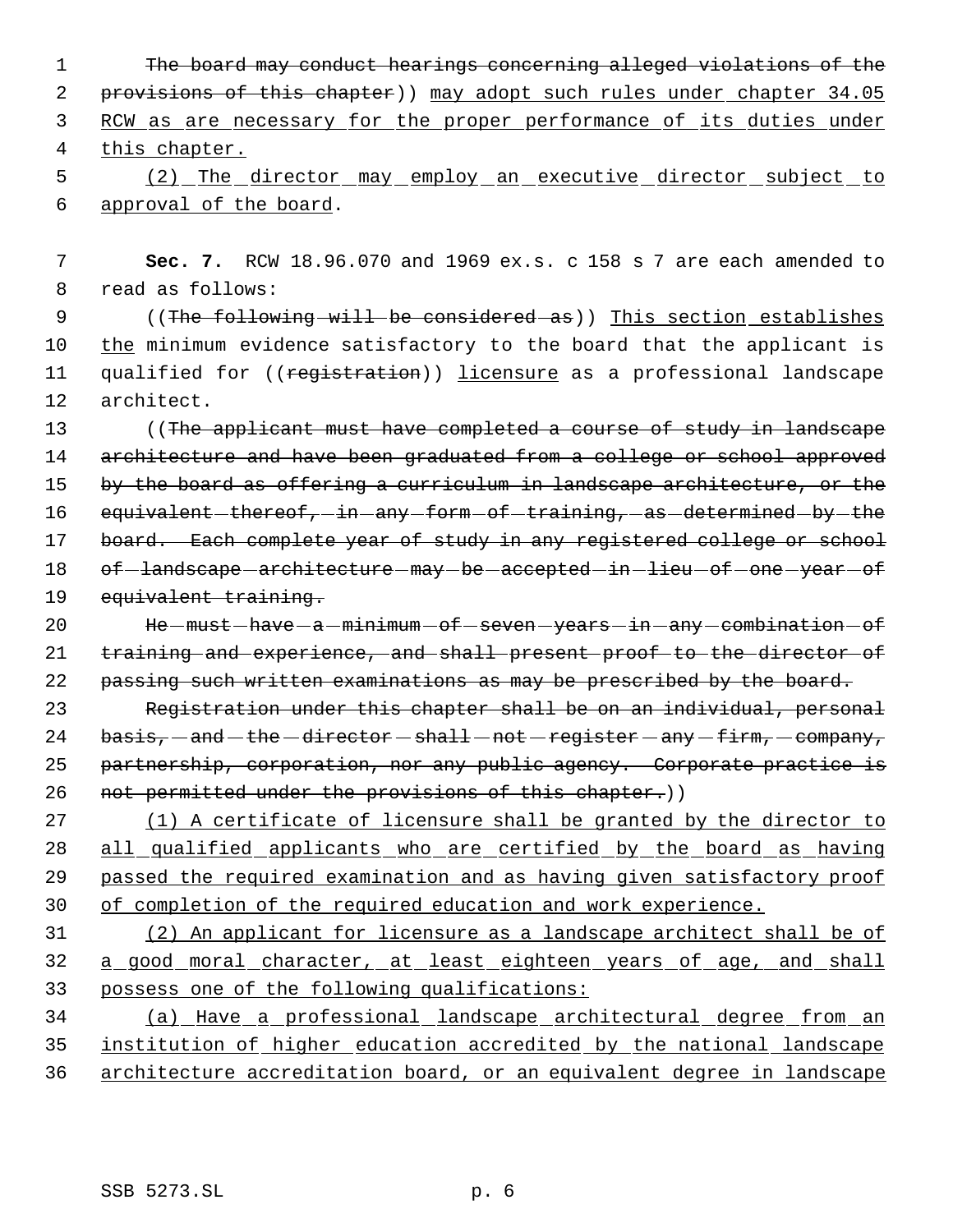The board may conduct hearings concerning alleged violations of the provisions of this chapter)) may adopt such rules under chapter 34.05 RCW as are necessary for the proper performance of its duties under this chapter.

(2) The director may employ an executive director subject to approval of the board.

**Sec. 7.** RCW 18.96.070 and 1969 ex.s. c 158 s 7 are each amended to read as follows:

((The following will be considered as)) This section establishes the minimum evidence satisfactory to the board that the applicant is qualified for ((registration)) licensure as a professional landscape architect.

((The applicant must have completed a course of study in landscape architecture and have been graduated from a college or school approved by the board as offering a curriculum in landscape architecture, or the equivalent thereof, in any form of training, as determined by the board. Each complete year of study in any registered college or school of landscape architecture may be accepted in lieu of one year of equivalent training.

He must have a minimum of seven years in any combination of training and experience, and shall present proof to the director of passing such written examinations as may be prescribed by the board.

Registration under this chapter shall be on an individual, personal basis, and the director shall not register any firm, company, partnership, corporation, nor any public agency. Corporate practice is not permitted under the provisions of this chapter.))

(1) A certificate of licensure shall be granted by the director to all qualified applicants who are certified by the board as having passed the required examination and as having given satisfactory proof of completion of the required education and work experience.

(2) An applicant for licensure as a landscape architect shall be of a good moral character, at least eighteen years of age, and shall possess one of the following qualifications:

(a) Have a professional landscape architectural degree from an institution of higher education accredited by the national landscape architecture accreditation board, or an equivalent degree in landscape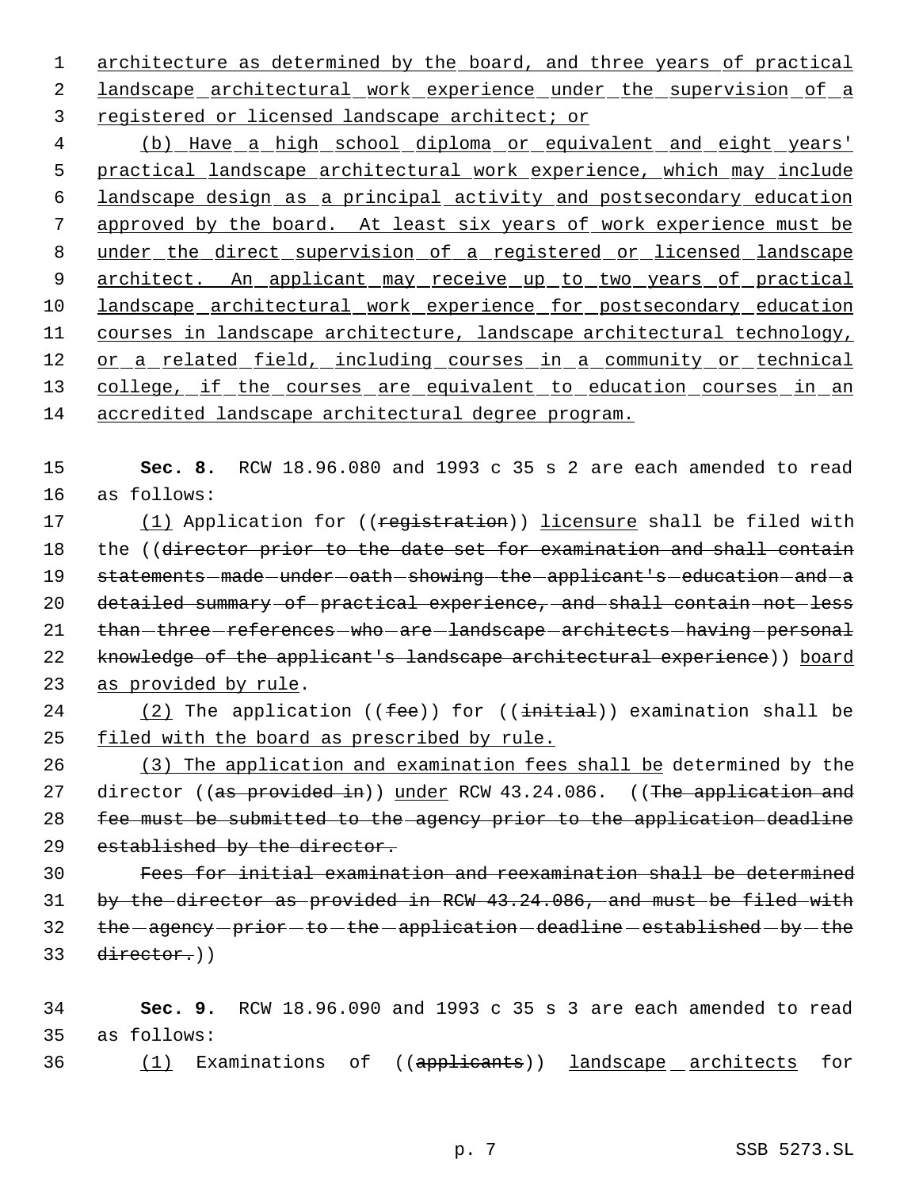architecture as determined by the board, and three years of practical landscape architectural work experience under the supervision of a registered or licensed landscape architect; or

(b) Have a high school diploma or equivalent and eight years' practical landscape architectural work experience, which may include landscape design as a principal activity and postsecondary education approved by the board. At least six years of work experience must be under the direct supervision of a registered or licensed landscape architect. An applicant may receive up to two years of practical landscape architectural work experience for postsecondary education courses in landscape architecture, landscape architectural technology, or a related field, including courses in a community or technical college, if the courses are equivalent to education courses in an accredited landscape architectural degree program.

**Sec. 8.** RCW 18.96.080 and 1993 c 35 s 2 are each amended to read as follows:

(1) Application for ((~~registration~~)) licensure shall be filed with the ((~~director prior to the date set for examination and shall contain statements made under oath showing the applicant's education and a detailed summary of practical experience, and shall contain not less than three references who are landscape architects having personal knowledge of the applicant's landscape architectural experience~~)) board as provided by rule.

(2) The application ((~~fee~~)) for ((~~initial~~)) examination shall be filed with the board as prescribed by rule.

(3) The application and examination fees shall be determined by the director ((~~as provided in~~)) under RCW 43.24.086. ((~~The application and fee must be submitted to the agency prior to the application deadline established by the director.~~

~~Fees for initial examination and reexamination shall be determined by the director as provided in RCW 43.24.086, and must be filed with the agency prior to the application deadline established by the director.~~))

**Sec. 9.** RCW 18.96.090 and 1993 c 35 s 3 are each amended to read as follows:

(1) Examinations of ((~~applicants~~)) landscape architects for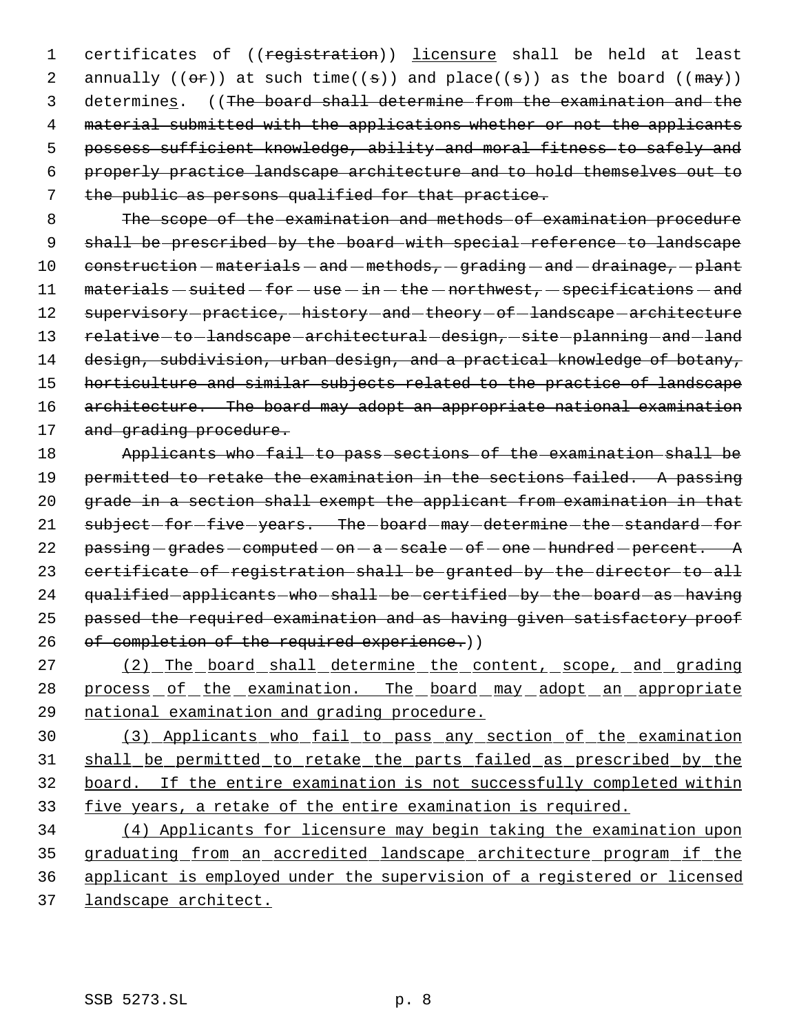certificates of ((~~registration~~)) <u>licensure</u> shall be held at least annually ((~~or~~)) at such time((~~s~~)) and place((~~s~~)) as the board ((~~may~~)) determine<u>s</u>. ((~~The board shall determine from the examination and the material submitted with the applications whether or not the applicants possess sufficient knowledge, ability and moral fitness to safely and properly practice landscape architecture and to hold themselves out to the public as persons qualified for that practice.~~

~~The scope of the examination and methods of examination procedure shall be prescribed by the board with special reference to landscape construction materials and methods, grading and drainage, plant materials suited for use in the northwest, specifications and supervisory practice, history and theory of landscape architecture relative to landscape architectural design, site planning and land design, subdivision, urban design, and a practical knowledge of botany, horticulture and similar subjects related to the practice of landscape architecture. The board may adopt an appropriate national examination and grading procedure.~~

~~Applicants who fail to pass sections of the examination shall be permitted to retake the examination in the sections failed. A passing grade in a section shall exempt the applicant from examination in that subject for five years. The board may determine the standard for passing grades computed on a scale of one hundred percent. A certificate of registration shall be granted by the director to all qualified applicants who shall be certified by the board as having passed the required examination and as having given satisfactory proof of completion of the required experience.~~))

<u>(2) The board shall determine the content, scope, and grading process of the examination. The board may adopt an appropriate national examination and grading procedure.</u>

<u>(3) Applicants who fail to pass any section of the examination shall be permitted to retake the parts failed as prescribed by the board. If the entire examination is not successfully completed within five years, a retake of the entire examination is required.</u>

<u>(4) Applicants for licensure may begin taking the examination upon graduating from an accredited landscape architecture program if the applicant is employed under the supervision of a registered or licensed landscape architect.</u>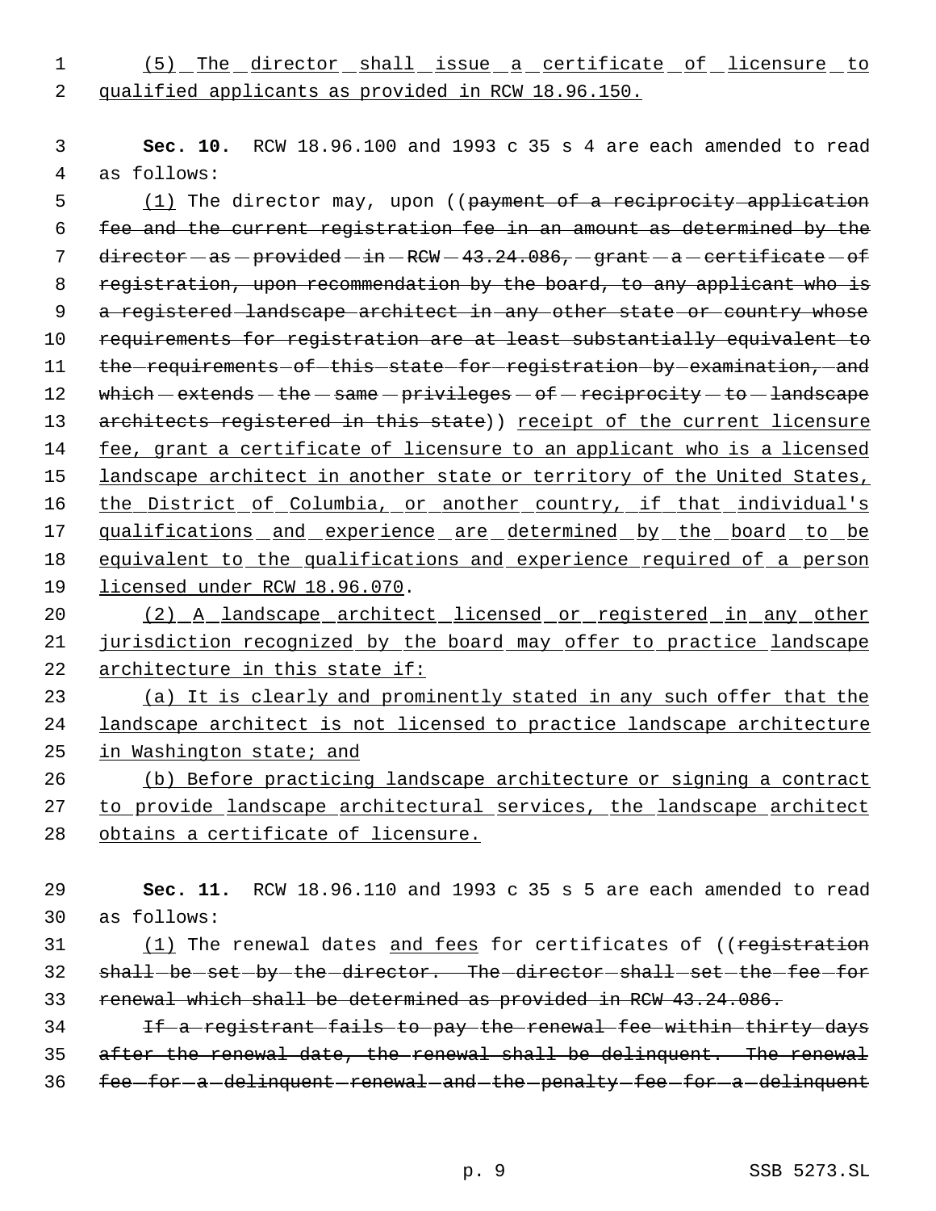(5) The director shall issue a certificate of licensure to qualified applicants as provided in RCW 18.96.150.

**Sec. 10.** RCW 18.96.100 and 1993 c 35 s 4 are each amended to read as follows:

(1) The director may, upon ((payment of a reciprocity application fee and the current registration fee in an amount as determined by the director as provided in RCW 43.24.086, grant a certificate of registration, upon recommendation by the board, to any applicant who is a registered landscape architect in any other state or country whose requirements for registration are at least substantially equivalent to the requirements of this state for registration by examination, and which extends the same privileges of reciprocity to landscape architects registered in this state)) receipt of the current licensure fee, grant a certificate of licensure to an applicant who is a licensed landscape architect in another state or territory of the United States, the District of Columbia, or another country, if that individual's qualifications and experience are determined by the board to be equivalent to the qualifications and experience required of a person licensed under RCW 18.96.070.

(2) A landscape architect licensed or registered in any other jurisdiction recognized by the board may offer to practice landscape architecture in this state if:

(a) It is clearly and prominently stated in any such offer that the landscape architect is not licensed to practice landscape architecture in Washington state; and

(b) Before practicing landscape architecture or signing a contract to provide landscape architectural services, the landscape architect obtains a certificate of licensure.

**Sec. 11.** RCW 18.96.110 and 1993 c 35 s 5 are each amended to read as follows:

(1) The renewal dates and fees for certificates of ((registration shall be set by the director. The director shall set the fee for renewal which shall be determined as provided in RCW 43.24.086.

If a registrant fails to pay the renewal fee within thirty days after the renewal date, the renewal shall be delinquent. The renewal fee for a delinquent renewal and the penalty fee for a delinquent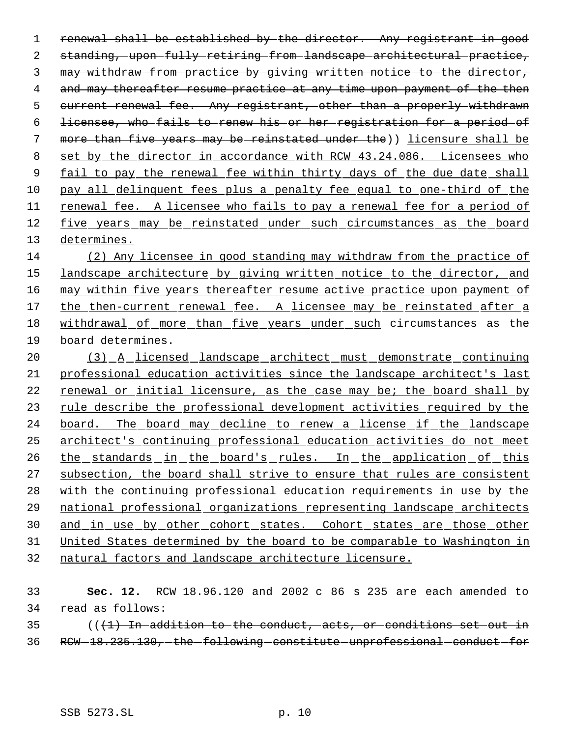renewal shall be established by the director. Any registrant in good standing, upon fully retiring from landscape architectural practice, may withdraw from practice by giving written notice to the director, and may thereafter resume practice at any time upon payment of the then current renewal fee. Any registrant, other than a properly withdrawn licensee, who fails to renew his or her registration for a period of more than five years may be reinstated under the)) licensure shall be set by the director in accordance with RCW 43.24.086. Licensees who fail to pay the renewal fee within thirty days of the due date shall pay all delinquent fees plus a penalty fee equal to one-third of the renewal fee. A licensee who fails to pay a renewal fee for a period of five years may be reinstated under such circumstances as the board determines.

(2) Any licensee in good standing may withdraw from the practice of landscape architecture by giving written notice to the director, and may within five years thereafter resume active practice upon payment of the then-current renewal fee. A licensee may be reinstated after a withdrawal of more than five years under such circumstances as the board determines.

(3) A licensed landscape architect must demonstrate continuing professional education activities since the landscape architect's last renewal or initial licensure, as the case may be; the board shall by rule describe the professional development activities required by the board. The board may decline to renew a license if the landscape architect's continuing professional education activities do not meet the standards in the board's rules. In the application of this subsection, the board shall strive to ensure that rules are consistent with the continuing professional education requirements in use by the national professional organizations representing landscape architects and in use by other cohort states. Cohort states are those other United States determined by the board to be comparable to Washington in natural factors and landscape architecture licensure.

**Sec. 12.** RCW 18.96.120 and 2002 c 86 s 235 are each amended to read as follows:

(((1) In addition to the conduct, acts, or conditions set out in RCW 18.235.130, the following constitute unprofessional conduct for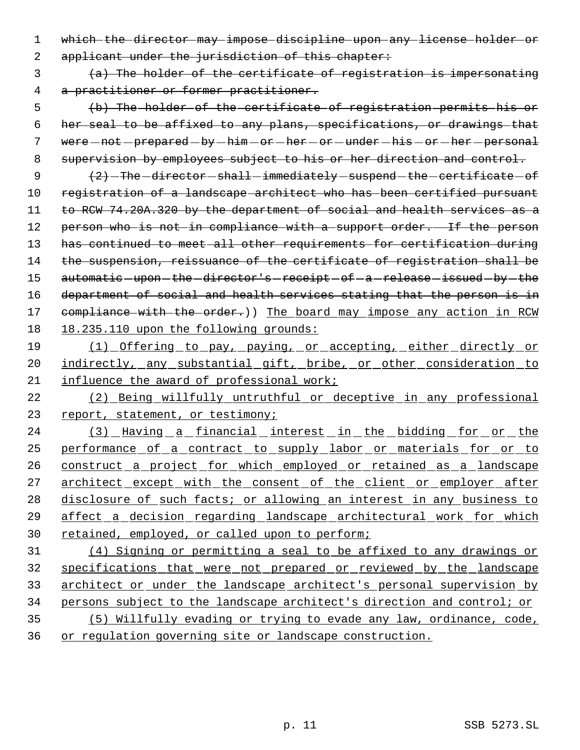~~which the director may impose discipline upon any license holder or applicant under the jurisdiction of this chapter:~~

~~(a) The holder of the certificate of registration is impersonating a practitioner or former practitioner.~~

~~(b) The holder of the certificate of registration permits his or her seal to be affixed to any plans, specifications, or drawings that were not prepared by him or her or under his or her personal supervision by employees subject to his or her direction and control.~~

~~(2) The director shall immediately suspend the certificate of registration of a landscape architect who has been certified pursuant to RCW 74.20A.320 by the department of social and health services as a person who is not in compliance with a support order. If the person has continued to meet all other requirements for certification during the suspension, reissuance of the certificate of registration shall be automatic upon the director's receipt of a release issued by the department of social and health services stating that the person is in compliance with the order.~~)) <u>The board may impose any action in RCW 18.235.110 upon the following grounds:</u>

<u>(1) Offering to pay, paying, or accepting, either directly or indirectly, any substantial gift, bribe, or other consideration to influence the award of professional work;</u>

<u>(2) Being willfully untruthful or deceptive in any professional report, statement, or testimony;</u>

<u>(3) Having a financial interest in the bidding for or the performance of a contract to supply labor or materials for or to construct a project for which employed or retained as a landscape architect except with the consent of the client or employer after disclosure of such facts; or allowing an interest in any business to affect a decision regarding landscape architectural work for which retained, employed, or called upon to perform;</u>

<u>(4) Signing or permitting a seal to be affixed to any drawings or specifications that were not prepared or reviewed by the landscape architect or under the landscape architect's personal supervision by persons subject to the landscape architect's direction and control; or</u>

<u>(5) Willfully evading or trying to evade any law, ordinance, code, or regulation governing site or landscape construction.</u>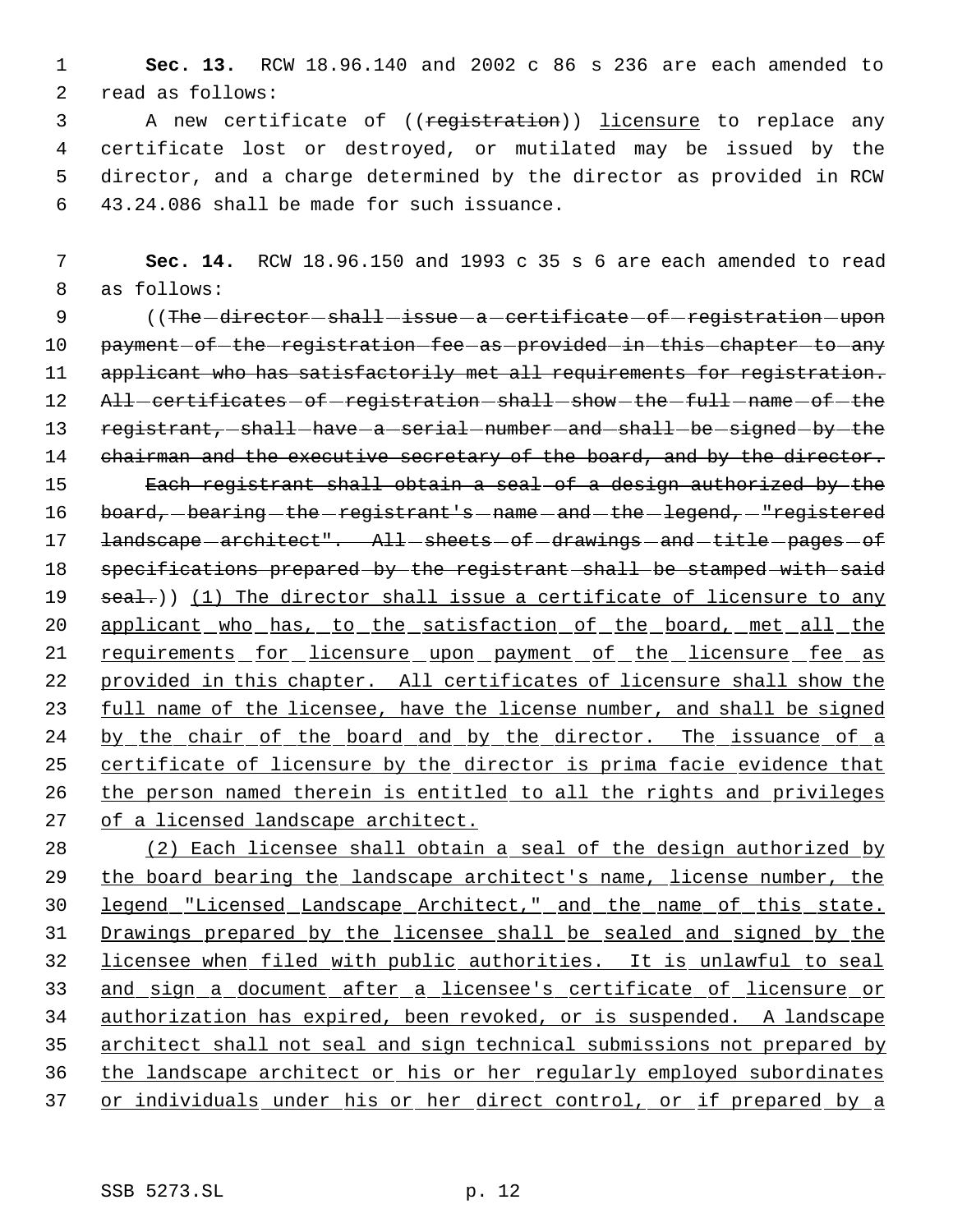**Sec. 13.** RCW 18.96.140 and 2002 c 86 s 236 are each amended to read as follows:

A new certificate of ((~~registration~~)) licensure to replace any certificate lost or destroyed, or mutilated may be issued by the director, and a charge determined by the director as provided in RCW 43.24.086 shall be made for such issuance.

**Sec. 14.** RCW 18.96.150 and 1993 c 35 s 6 are each amended to read as follows:

((~~The director shall issue a certificate of registration upon payment of the registration fee as provided in this chapter to any applicant who has satisfactorily met all requirements for registration. All certificates of registration shall show the full name of the registrant, shall have a serial number and shall be signed by the chairman and the executive secretary of the board, and by the director.~~

~~Each registrant shall obtain a seal of a design authorized by the board, bearing the registrant's name and the legend, "registered landscape architect". All sheets of drawings and title pages of specifications prepared by the registrant shall be stamped with said seal.~~)) (1) The director shall issue a certificate of licensure to any applicant who has, to the satisfaction of the board, met all the requirements for licensure upon payment of the licensure fee as provided in this chapter. All certificates of licensure shall show the full name of the licensee, have the license number, and shall be signed by the chair of the board and by the director. The issuance of a certificate of licensure by the director is prima facie evidence that the person named therein is entitled to all the rights and privileges of a licensed landscape architect.

(2) Each licensee shall obtain a seal of the design authorized by the board bearing the landscape architect's name, license number, the legend "Licensed Landscape Architect," and the name of this state. Drawings prepared by the licensee shall be sealed and signed by the licensee when filed with public authorities. It is unlawful to seal and sign a document after a licensee's certificate of licensure or authorization has expired, been revoked, or is suspended. A landscape architect shall not seal and sign technical submissions not prepared by the landscape architect or his or her regularly employed subordinates or individuals under his or her direct control, or if prepared by a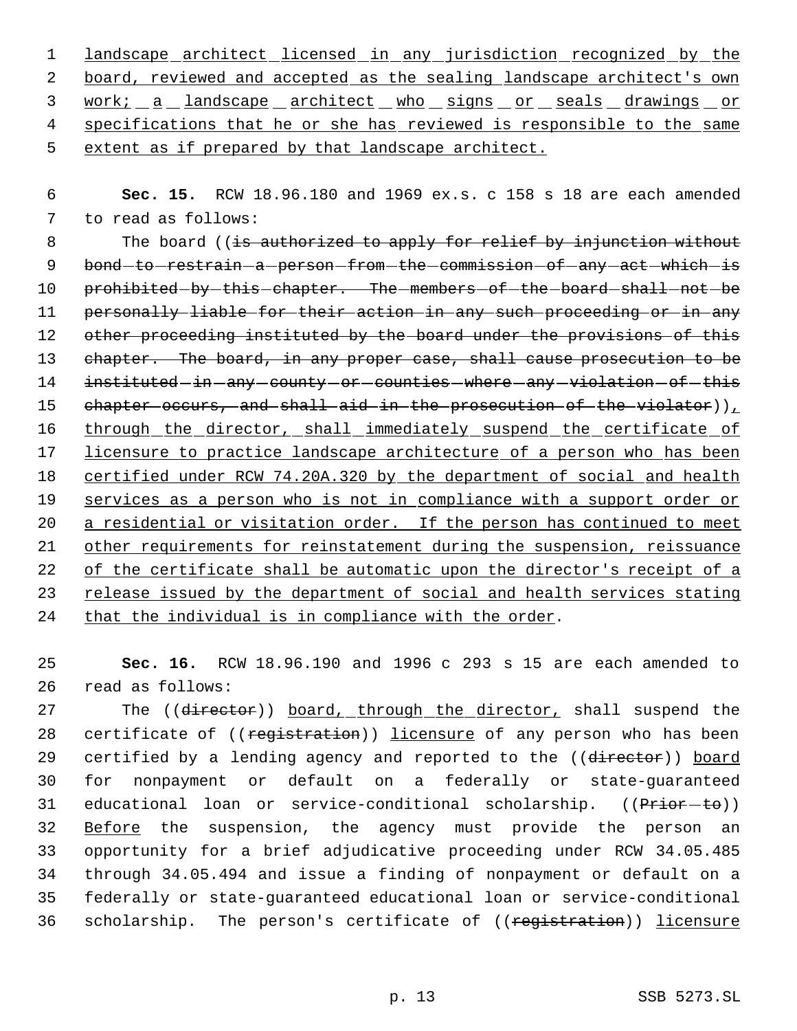landscape architect licensed in any jurisdiction recognized by the board, reviewed and accepted as the sealing landscape architect's own work; a landscape architect who signs or seals drawings or specifications that he or she has reviewed is responsible to the same extent as if prepared by that landscape architect.

**Sec. 15.** RCW 18.96.180 and 1969 ex.s. c 158 s 18 are each amended to read as follows:

The board ((~~is authorized to apply for relief by injunction without bond to restrain a person from the commission of any act which is prohibited by this chapter. The members of the board shall not be personally liable for their action in any such proceeding or in any other proceeding instituted by the board under the provisions of this chapter. The board, in any proper case, shall cause prosecution to be instituted in any county or counties where any violation of this chapter occurs, and shall aid in the prosecution of the violator~~)), through the director, shall immediately suspend the certificate of licensure to practice landscape architecture of a person who has been certified under RCW 74.20A.320 by the department of social and health services as a person who is not in compliance with a support order or a residential or visitation order. If the person has continued to meet other requirements for reinstatement during the suspension, reissuance of the certificate shall be automatic upon the director's receipt of a release issued by the department of social and health services stating that the individual is in compliance with the order.

**Sec. 16.** RCW 18.96.190 and 1996 c 293 s 15 are each amended to read as follows:

The ((~~director~~)) board, through the director, shall suspend the certificate of ((~~registration~~)) licensure of any person who has been certified by a lending agency and reported to the ((~~director~~)) board for nonpayment or default on a federally or state-guaranteed educational loan or service-conditional scholarship. ((~~Prior to~~)) Before the suspension, the agency must provide the person an opportunity for a brief adjudicative proceeding under RCW 34.05.485 through 34.05.494 and issue a finding of nonpayment or default on a federally or state-guaranteed educational loan or service-conditional scholarship. The person's certificate of ((~~registration~~)) licensure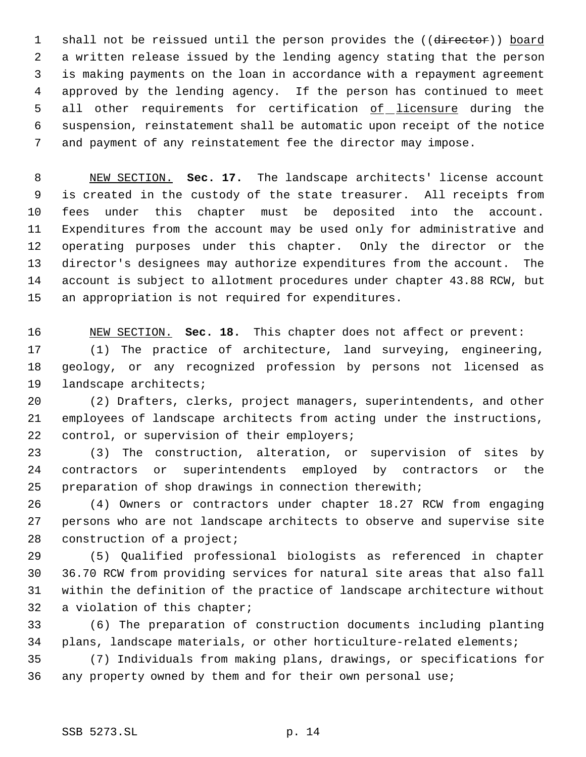shall not be reissued until the person provides the ((~~director~~)) board a written release issued by the lending agency stating that the person is making payments on the loan in accordance with a repayment agreement approved by the lending agency. If the person has continued to meet all other requirements for certification of licensure during the suspension, reinstatement shall be automatic upon receipt of the notice and payment of any reinstatement fee the director may impose.

NEW SECTION. **Sec. 17.** The landscape architects' license account is created in the custody of the state treasurer. All receipts from fees under this chapter must be deposited into the account. Expenditures from the account may be used only for administrative and operating purposes under this chapter. Only the director or the director's designees may authorize expenditures from the account. The account is subject to allotment procedures under chapter 43.88 RCW, but an appropriation is not required for expenditures.

NEW SECTION. **Sec. 18.** This chapter does not affect or prevent:

(1) The practice of architecture, land surveying, engineering, geology, or any recognized profession by persons not licensed as landscape architects;

(2) Drafters, clerks, project managers, superintendents, and other employees of landscape architects from acting under the instructions, control, or supervision of their employers;

(3) The construction, alteration, or supervision of sites by contractors or superintendents employed by contractors or the preparation of shop drawings in connection therewith;

(4) Owners or contractors under chapter 18.27 RCW from engaging persons who are not landscape architects to observe and supervise site construction of a project;

(5) Qualified professional biologists as referenced in chapter 36.70 RCW from providing services for natural site areas that also fall within the definition of the practice of landscape architecture without a violation of this chapter;

(6) The preparation of construction documents including planting plans, landscape materials, or other horticulture-related elements;

(7) Individuals from making plans, drawings, or specifications for any property owned by them and for their own personal use;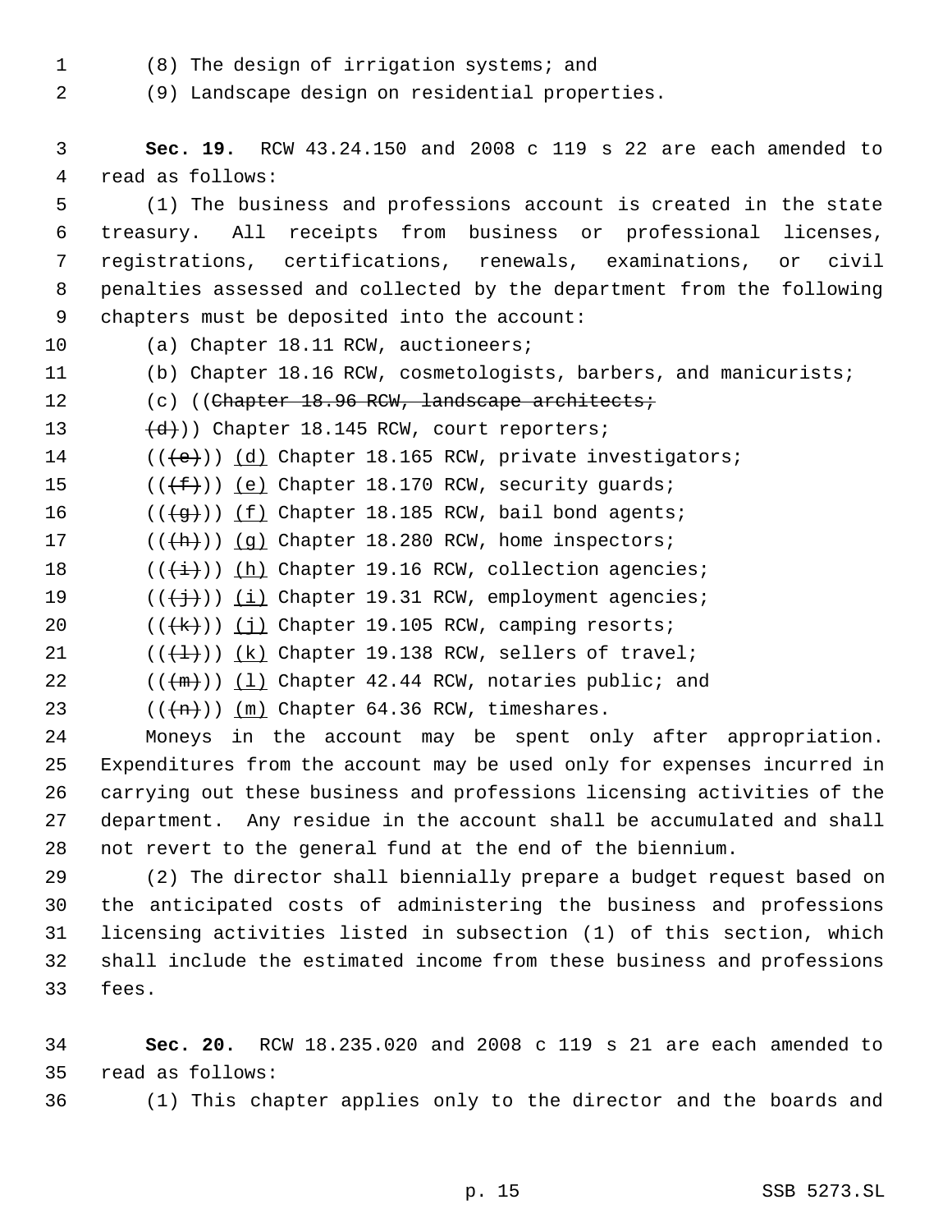(8) The design of irrigation systems; and

(9) Landscape design on residential properties.

**Sec. 19.** RCW 43.24.150 and 2008 c 119 s 22 are each amended to read as follows:

(1) The business and professions account is created in the state treasury. All receipts from business or professional licenses, registrations, certifications, renewals, examinations, or civil penalties assessed and collected by the department from the following chapters must be deposited into the account:

(a) Chapter 18.11 RCW, auctioneers;

(b) Chapter 18.16 RCW, cosmetologists, barbers, and manicurists;

(c) ((~~Chapter 18.96 RCW, landscape architects;~~

~~(d)~~)) Chapter 18.145 RCW, court reporters;

((~~(e)~~)) <u>(d)</u> Chapter 18.165 RCW, private investigators;

((~~(f)~~)) <u>(e)</u> Chapter 18.170 RCW, security guards;

((~~(g)~~)) <u>(f)</u> Chapter 18.185 RCW, bail bond agents;

((~~(h)~~)) <u>(g)</u> Chapter 18.280 RCW, home inspectors;

((~~(i)~~)) <u>(h)</u> Chapter 19.16 RCW, collection agencies;

((~~(j)~~)) <u>(i)</u> Chapter 19.31 RCW, employment agencies;

((~~(k)~~)) <u>(j)</u> Chapter 19.105 RCW, camping resorts;

((~~(l)~~)) <u>(k)</u> Chapter 19.138 RCW, sellers of travel;

((~~(m)~~)) <u>(l)</u> Chapter 42.44 RCW, notaries public; and

((~~(n)~~)) <u>(m)</u> Chapter 64.36 RCW, timeshares.

Moneys in the account may be spent only after appropriation. Expenditures from the account may be used only for expenses incurred in carrying out these business and professions licensing activities of the department. Any residue in the account shall be accumulated and shall not revert to the general fund at the end of the biennium.

(2) The director shall biennially prepare a budget request based on the anticipated costs of administering the business and professions licensing activities listed in subsection (1) of this section, which shall include the estimated income from these business and professions fees.

**Sec. 20.** RCW 18.235.020 and 2008 c 119 s 21 are each amended to read as follows:

(1) This chapter applies only to the director and the boards and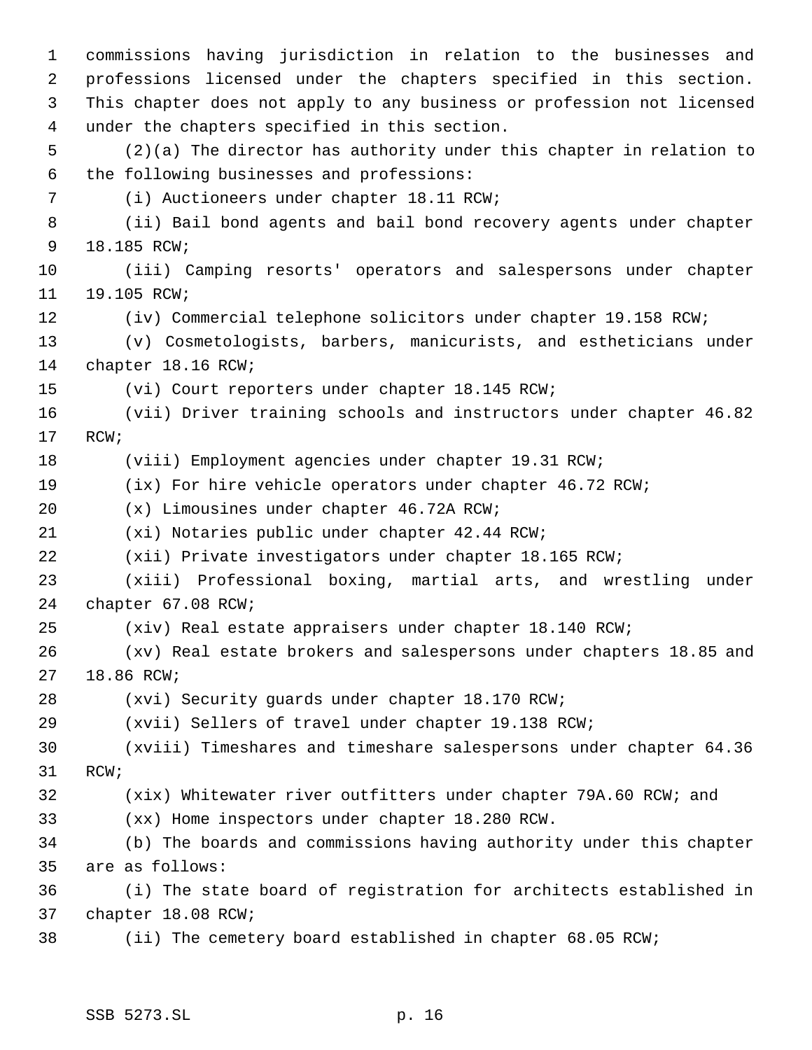commissions having jurisdiction in relation to the businesses and professions licensed under the chapters specified in this section. This chapter does not apply to any business or profession not licensed under the chapters specified in this section.

(2)(a) The director has authority under this chapter in relation to the following businesses and professions:

(i) Auctioneers under chapter 18.11 RCW;

(ii) Bail bond agents and bail bond recovery agents under chapter 18.185 RCW;

(iii) Camping resorts' operators and salespersons under chapter 19.105 RCW;

(iv) Commercial telephone solicitors under chapter 19.158 RCW;

(v) Cosmetologists, barbers, manicurists, and estheticians under chapter 18.16 RCW;

(vi) Court reporters under chapter 18.145 RCW;

(vii) Driver training schools and instructors under chapter 46.82 RCW;

(viii) Employment agencies under chapter 19.31 RCW;

(ix) For hire vehicle operators under chapter 46.72 RCW;

(x) Limousines under chapter 46.72A RCW;

(xi) Notaries public under chapter 42.44 RCW;

(xii) Private investigators under chapter 18.165 RCW;

(xiii) Professional boxing, martial arts, and wrestling under chapter 67.08 RCW;

(xiv) Real estate appraisers under chapter 18.140 RCW;

(xv) Real estate brokers and salespersons under chapters 18.85 and 18.86 RCW;

(xvi) Security guards under chapter 18.170 RCW;

(xvii) Sellers of travel under chapter 19.138 RCW;

(xviii) Timeshares and timeshare salespersons under chapter 64.36 RCW;

(xix) Whitewater river outfitters under chapter 79A.60 RCW; and

(xx) Home inspectors under chapter 18.280 RCW.

(b) The boards and commissions having authority under this chapter are as follows:

(i) The state board of registration for architects established in chapter 18.08 RCW;

(ii) The cemetery board established in chapter 68.05 RCW;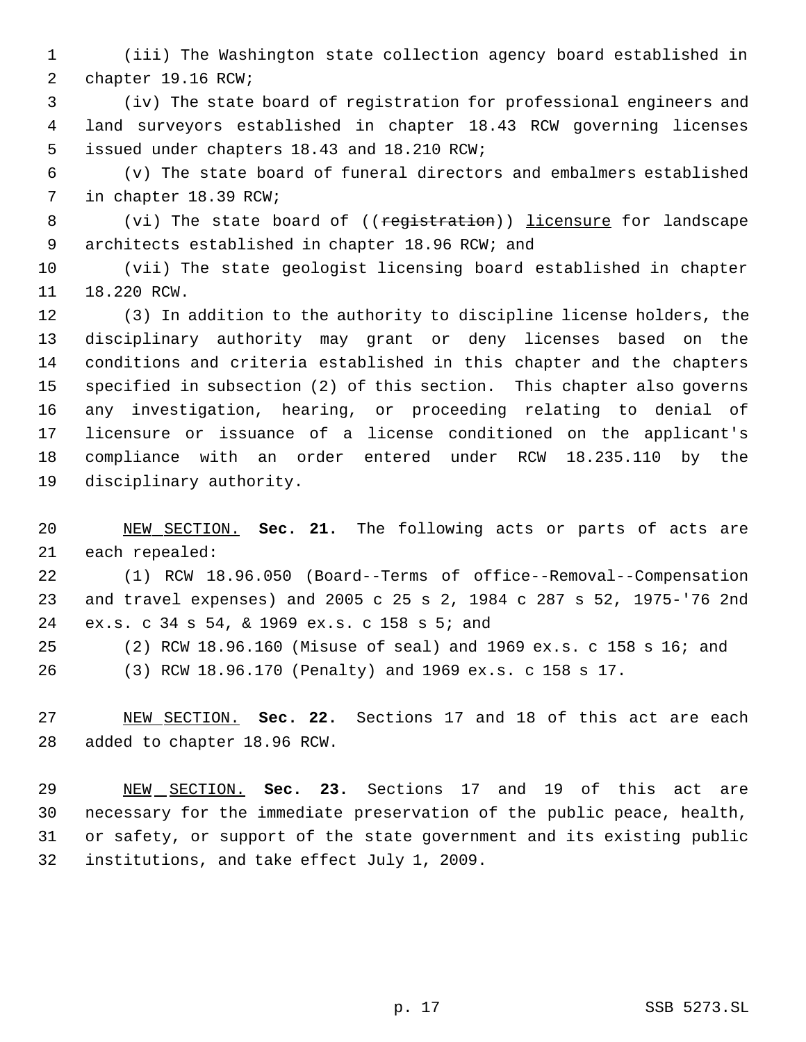(iii) The Washington state collection agency board established in chapter 19.16 RCW;

(iv) The state board of registration for professional engineers and land surveyors established in chapter 18.43 RCW governing licenses issued under chapters 18.43 and 18.210 RCW;

(v) The state board of funeral directors and embalmers established in chapter 18.39 RCW;

(vi) The state board of ((~~registration~~)) licensure for landscape architects established in chapter 18.96 RCW; and

(vii) The state geologist licensing board established in chapter 18.220 RCW.

(3) In addition to the authority to discipline license holders, the disciplinary authority may grant or deny licenses based on the conditions and criteria established in this chapter and the chapters specified in subsection (2) of this section. This chapter also governs any investigation, hearing, or proceeding relating to denial of licensure or issuance of a license conditioned on the applicant's compliance with an order entered under RCW 18.235.110 by the disciplinary authority.

NEW SECTION. **Sec. 21.** The following acts or parts of acts are each repealed:

(1) RCW 18.96.050 (Board--Terms of office--Removal--Compensation and travel expenses) and 2005 c 25 s 2, 1984 c 287 s 52, 1975-'76 2nd ex.s. c 34 s 54, & 1969 ex.s. c 158 s 5; and

(2) RCW 18.96.160 (Misuse of seal) and 1969 ex.s. c 158 s 16; and

(3) RCW 18.96.170 (Penalty) and 1969 ex.s. c 158 s 17.

NEW SECTION. **Sec. 22.** Sections 17 and 18 of this act are each added to chapter 18.96 RCW.

NEW SECTION. **Sec. 23.** Sections 17 and 19 of this act are necessary for the immediate preservation of the public peace, health, or safety, or support of the state government and its existing public institutions, and take effect July 1, 2009.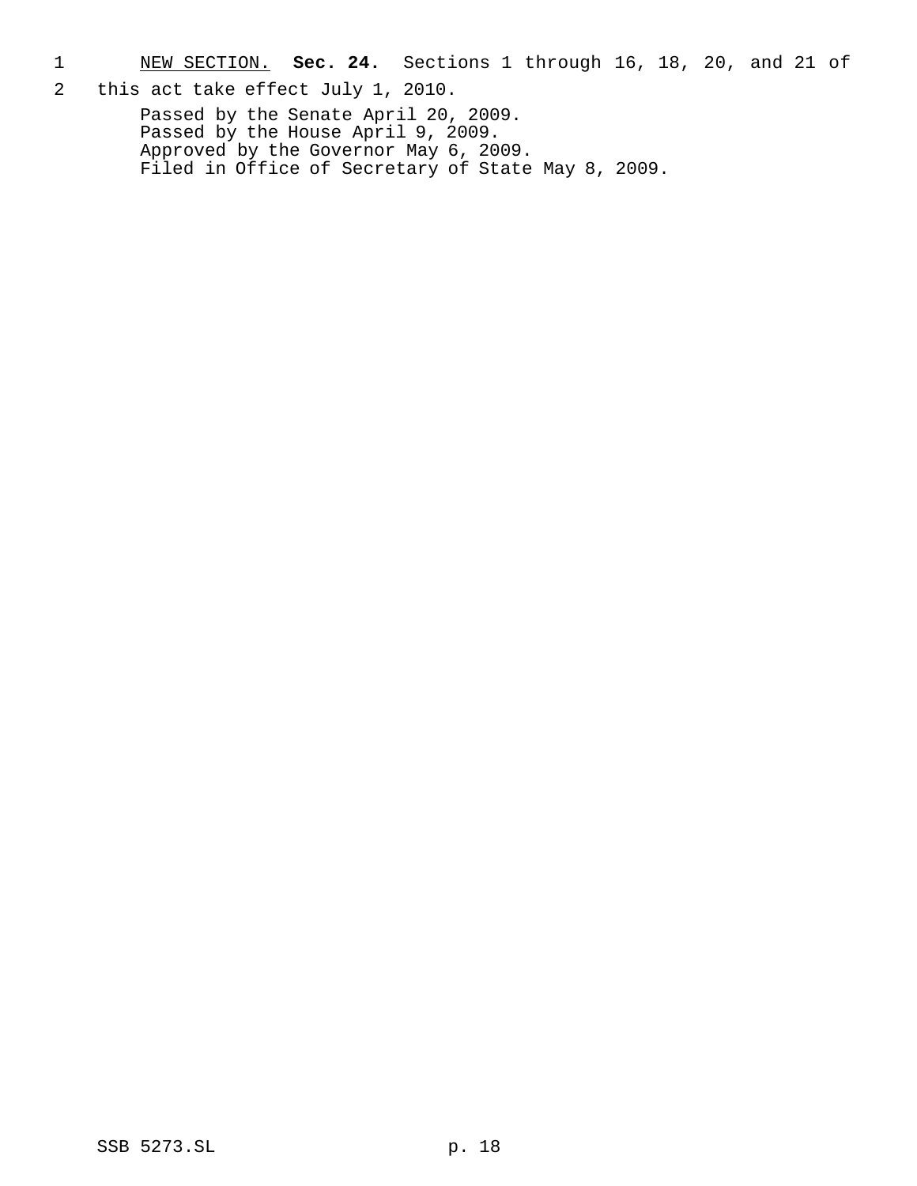NEW SECTION. **Sec. 24.** Sections 1 through 16, 18, 20, and 21 of this act take effect July 1, 2010.

Passed by the Senate April 20, 2009.
Passed by the House April 9, 2009.
Approved by the Governor May 6, 2009.
Filed in Office of Secretary of State May 8, 2009.